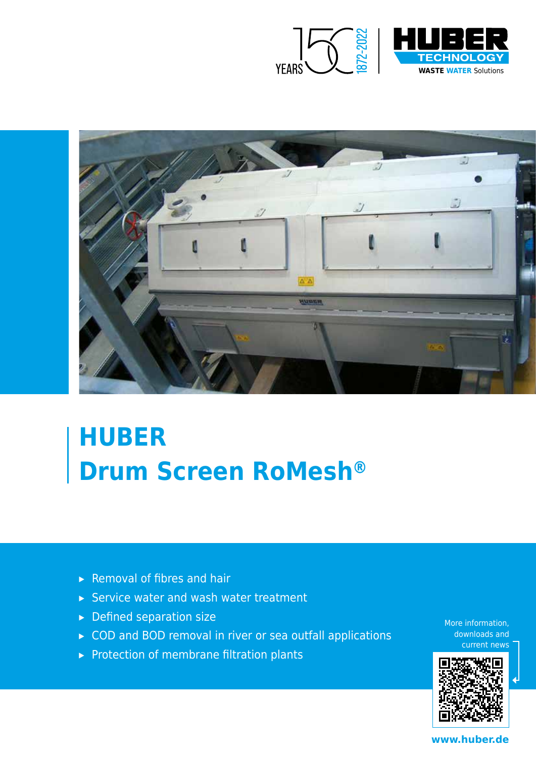# HUBER Drum Screen RoMesh®

- Removal of fibres and hair
- Service water and wash water treatment
- Defined separation size
- COD and BOD removal in river or sea outfall applications
- Protection of membrane filtration plants

More information, downloads and current news

www.huber.de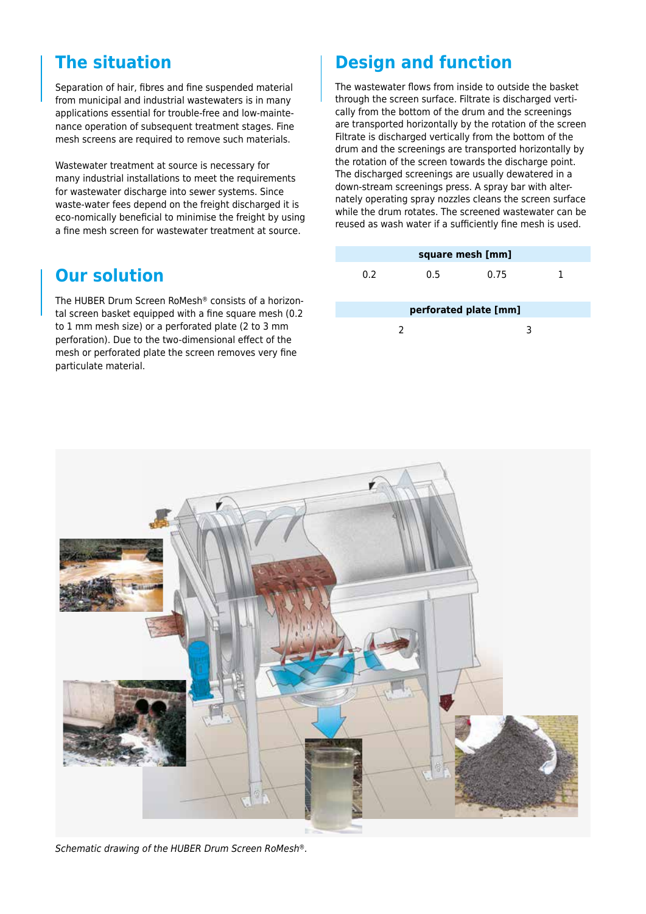## The situation

Separation of hair, fibres and fine suspended material from municipal and industrial wastewaters is in many applications essential for trouble-free and low-maintenance operation of subsequent treatment stages. Fine mesh screens are required to remove such materials.

Wastewater treatment at source is necessary for many industrial installations to meet the requirements for wastewater discharge into sewer systems. Since waste-water fees depend on the freight discharged it is eco-nomically beneficial to minimise the freight by using a fine mesh screen for wastewater treatment at source.

## Our solution

The HUBER Drum Screen RoMesh® consists of a horizontal screen basket equipped with a fine square mesh (0.2 to 1 mm mesh size) or a perforated plate (2 to 3 mm perforation). Due to the two-dimensional effect of the mesh or perforated plate the screen removes very fine particulate material.

## Design and function

The wastewater flows from inside to outside the basket through the screen surface. Filtrate is discharged vertically from the bottom of the drum and the screenings are transported horizontally by the rotation of the screen Filtrate is discharged vertically from the bottom of the drum and the screenings are transported horizontally by the rotation of the screen towards the discharge point. The discharged screenings are usually dewatered in a down-stream screenings press. A spray bar with alternately operating spray nozzles cleans the screen surface while the drum rotates. The screened wastewater can be reused as wash water if a sufficiently fine mesh is used.

| square mesh [mm] | | | |
|---|---|---|---|
| 0.2 | 0.5 | 0.75 | 1 |

| perforated plate [mm] | |
|---|---|
| 2 | 3 |

*Schematic drawing of the HUBER Drum Screen RoMesh®.*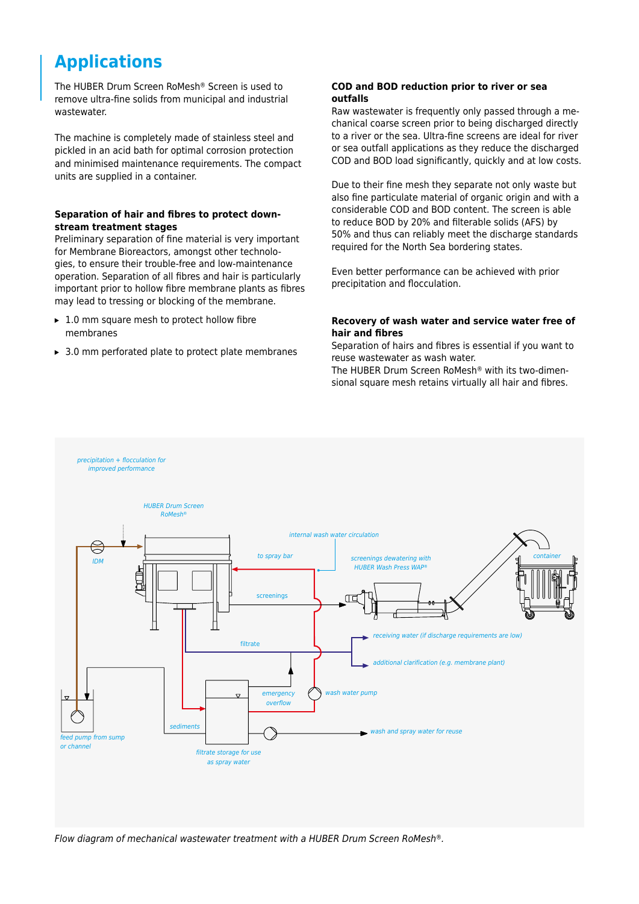## Applications

The HUBER Drum Screen RoMesh® Screen is used to remove ultra-fine solids from municipal and industrial wastewater.

The machine is completely made of stainless steel and pickled in an acid bath for optimal corrosion protection and minimised maintenance requirements. The compact units are supplied in a container.

**Separation of hair and fibres to protect downstream treatment stages**
Preliminary separation of fine material is very important for Membrane Bioreactors, amongst other technologies, to ensure their trouble-free and low-maintenance operation. Separation of all fibres and hair is particularly important prior to hollow fibre membrane plants as fibres may lead to tressing or blocking of the membrane.

- 1.0 mm square mesh to protect hollow fibre membranes
- 3.0 mm perforated plate to protect plate membranes

**COD and BOD reduction prior to river or sea outfalls**
Raw wastewater is frequently only passed through a mechanical coarse screen prior to being discharged directly to a river or the sea. Ultra-fine screens are ideal for river or sea outfall applications as they reduce the discharged COD and BOD load significantly, quickly and at low costs.

Due to their fine mesh they separate not only waste but also fine particulate material of organic origin and with a considerable COD and BOD content. The screen is able to reduce BOD by 20% and filterable solids (AFS) by 50% and thus can reliably meet the discharge standards required for the North Sea bordering states.

Even better performance can be achieved with prior precipitation and flocculation.

**Recovery of wash water and service water free of hair and fibres**
Separation of hairs and fibres is essential if you want to reuse wastewater as wash water.
The HUBER Drum Screen RoMesh® with its two-dimensional square mesh retains virtually all hair and fibres.

*Flow diagram of mechanical wastewater treatment with a HUBER Drum Screen RoMesh®.*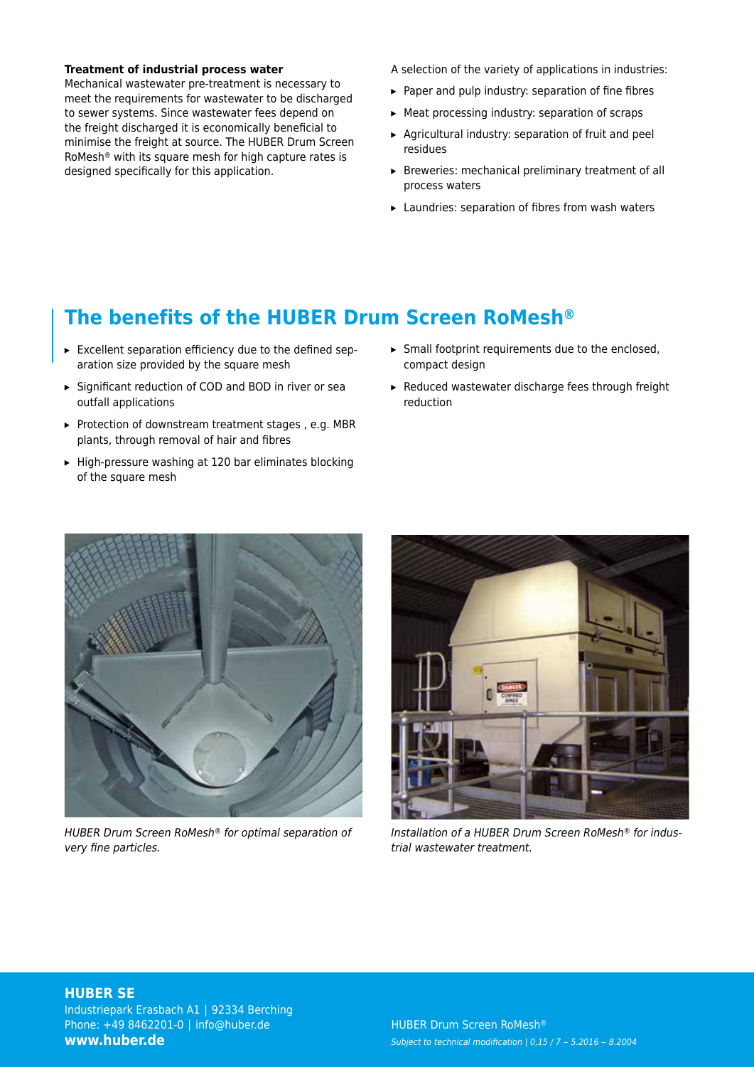**Treatment of industrial process water**

Mechanical wastewater pre-treatment is necessary to meet the requirements for wastewater to be discharged to sewer systems. Since wastewater fees depend on the freight discharged it is economically beneficial to minimise the freight at source. The HUBER Drum Screen RoMesh® with its square mesh for high capture rates is designed specifically for this application.

A selection of the variety of applications in industries:

- Paper and pulp industry: separation of fine fibres
- Meat processing industry: separation of scraps
- Agricultural industry: separation of fruit and peel residues
- Breweries: mechanical preliminary treatment of all process waters
- Laundries: separation of fibres from wash waters

## The benefits of the HUBER Drum Screen RoMesh®

- Excellent separation efficiency due to the defined separation size provided by the square mesh
- Significant reduction of COD and BOD in river or sea outfall applications
- Protection of downstream treatment stages , e.g. MBR plants, through removal of hair and fibres
- High-pressure washing at 120 bar eliminates blocking of the square mesh
- Small footprint requirements due to the enclosed, compact design
- Reduced wastewater discharge fees through freight reduction

*HUBER Drum Screen RoMesh® for optimal separation of very fine particles.*

*Installation of a HUBER Drum Screen RoMesh® for industrial wastewater treatment.*

**HUBER SE**
Industriepark Erasbach A1 | 92334 Berching
Phone: +49 8462201-0 | info@huber.de
**www.huber.de**

HUBER Drum Screen RoMesh®
*Subject to technical modification | 0,15 / 7 – 5.2016 – 8.2004*